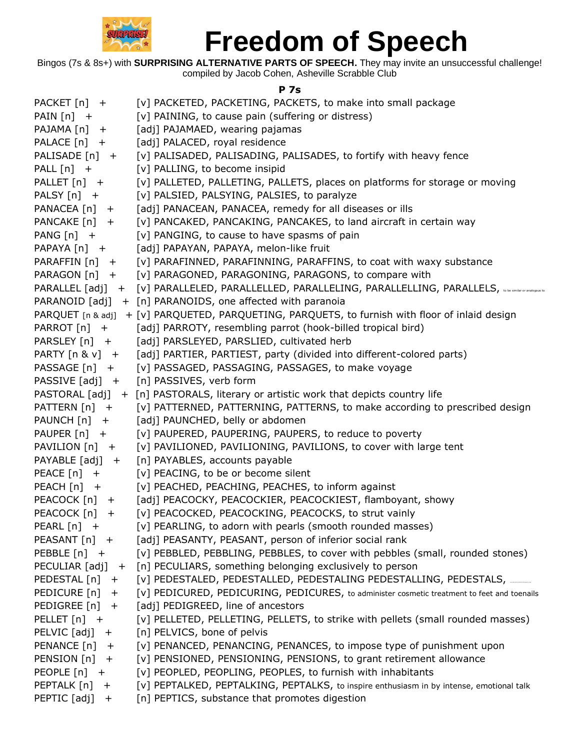# Freedom of Speech

Bingos (7s & 8s+) with **SURPRISING ALTERNATIVE PARTS OF SPEECH.** They may invite an unsuccessful challenge!
compiled by Jacob Cohen, Asheville Scrabble Club

### P 7s

PACKET [n] + [v] PACKETED, PACKETING, PACKETS, to make into small package
PAIN [n] + [v] PAINING, to cause pain (suffering or distress)
PAJAMA [n] + [adj] PAJAMAED, wearing pajamas
PALACE [n] + [adj] PALACED, royal residence
PALISADE [n] + [v] PALISADED, PALISADING, PALISADES, to fortify with heavy fence
PALL [n] + [v] PALLING, to become insipid
PALLET [n] + [v] PALLETED, PALLETING, PALLETS, places on platforms for storage or moving
PALSY [n] + [v] PALSIED, PALSYING, PALSIES, to paralyze
PANACEA [n] + [adj] PANACEAN, PANACEA, remedy for all diseases or ills
PANCAKE [n] + [v] PANCAKED, PANCAKING, PANCAKES, to land aircraft in certain way
PANG [n] + [v] PANGING, to cause to have spasms of pain
PAPAYA [n] + [adj] PAPAYAN, PAPAYA, melon-like fruit
PARAFFIN [n] + [v] PARAFINNED, PARAFINNING, PARAFFINS, to coat with waxy substance
PARAGON [n] + [v] PARAGONED, PARAGONING, PARAGONS, to compare with
PARALLEL [adj] + [v] PARALLELED, PARALLELLED, PARALLELING, PARALLELLING, PARALLELS, to be similar or analogous to
PARANOID [adj] + [n] PARANOIDS, one affected with paranoia
PARQUET [n & adj] + [v] PARQUETED, PARQUETING, PARQUETS, to furnish with floor of inlaid design
PARROT [n] + [adj] PARROTY, resembling parrot (hook-billed tropical bird)
PARSLEY [n] + [adj] PARSLEYED, PARSLIED, cultivated herb
PARTY [n & v] + [adj] PARTIER, PARTIEST, party (divided into different-colored parts)
PASSAGE [n] + [v] PASSAGED, PASSAGING, PASSAGES, to make voyage
PASSIVE [adj] + [n] PASSIVES, verb form
PASTORAL [adj] + [n] PASTORALS, literary or artistic work that depicts country life
PATTERN [n] + [v] PATTERNED, PATTERNING, PATTERNS, to make according to prescribed design
PAUNCH [n] + [adj] PAUNCHED, belly or abdomen
PAUPER [n] + [v] PAUPERED, PAUPERING, PAUPERS, to reduce to poverty
PAVILION [n] + [v] PAVILIONED, PAVILIONING, PAVILIONS, to cover with large tent
PAYABLE [adj] + [n] PAYABLES, accounts payable
PEACE [n] + [v] PEACING, to be or become silent
PEACH [n] + [v] PEACHED, PEACHING, PEACHES, to inform against
PEACOCK [n] + [adj] PEACOCKY, PEACOCKIER, PEACOCKIEST, flamboyant, showy
PEACOCK [n] + [v] PEACOCKED, PEACOCKING, PEACOCKS, to strut vainly
PEARL [n] + [v] PEARLING, to adorn with pearls (smooth rounded masses)
PEASANT [n] + [adj] PEASANTY, PEASANT, person of inferior social rank
PEBBLE [n] + [v] PEBBLED, PEBBLING, PEBBLES, to cover with pebbles (small, rounded stones)
PECULIAR [adj] + [n] PECULIARS, something belonging exclusively to person
PEDESTAL [n] + [v] PEDESTALED, PEDESTALLED, PEDESTALING PEDESTALLING, PEDESTALS,
PEDICURE [n] + [v] PEDICURED, PEDICURING, PEDICURES, to administer cosmetic treatment to feet and toenails
PEDIGREE [n] + [adj] PEDIGREED, line of ancestors
PELLET [n] + [v] PELLETED, PELLETING, PELLETS, to strike with pellets (small rounded masses)
PELVIC [adj] + [n] PELVICS, bone of pelvis
PENANCE [n] + [v] PENANCED, PENANCING, PENANCES, to impose type of punishment upon
PENSION [n] + [v] PENSIONED, PENSIONING, PENSIONS, to grant retirement allowance
PEOPLE [n] + [v] PEOPLED, PEOPLING, PEOPLES, to furnish with inhabitants
PEPTALK [n] + [v] PEPTALKED, PEPTALKING, PEPTALKS, to inspire enthusiasm in by intense, emotional talk
PEPTIC [adj] + [n] PEPTICS, substance that promotes digestion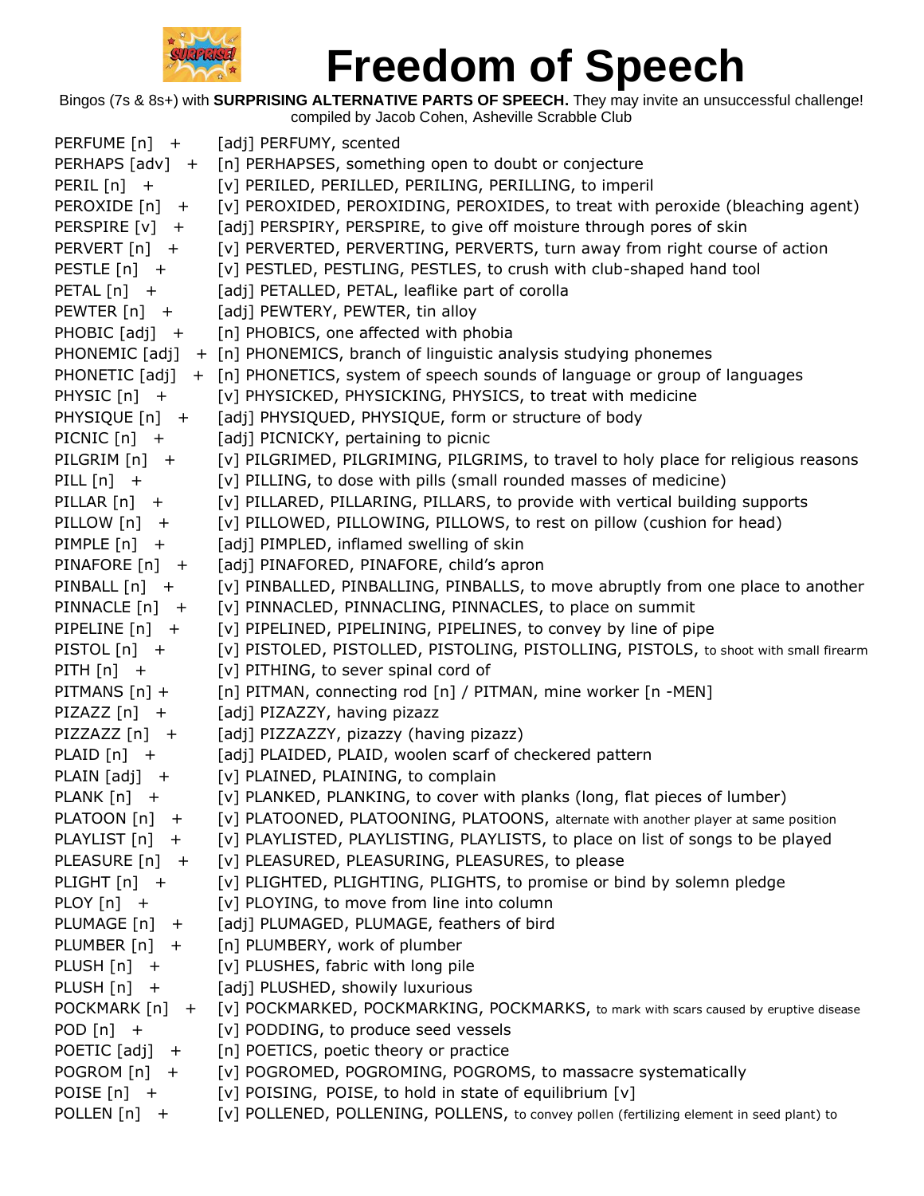# Freedom of Speech

Bingos (7s & 8s+) with **SURPRISING ALTERNATIVE PARTS OF SPEECH.** They may invite an unsuccessful challenge!
compiled by Jacob Cohen, Asheville Scrabble Club

PERFUME [n] + [adj] PERFUMY, scented
PERHAPS [adv] + [n] PERHAPSES, something open to doubt or conjecture
PERIL [n] + [v] PERILED, PERILLED, PERILING, PERILLING, to imperil
PEROXIDE [n] + [v] PEROXIDED, PEROXIDING, PEROXIDES, to treat with peroxide (bleaching agent)
PERSPIRE [v] + [adj] PERSPIRY, PERSPIRE, to give off moisture through pores of skin
PERVERT [n] + [v] PERVERTED, PERVERTING, PERVERTS, turn away from right course of action
PESTLE [n] + [v] PESTLED, PESTLING, PESTLES, to crush with club-shaped hand tool
PETAL [n] + [adj] PETALLED, PETAL, leaflike part of corolla
PEWTER [n] + [adj] PEWTERY, PEWTER, tin alloy
PHOBIC [adj] + [n] PHOBICS, one affected with phobia
PHONEMIC [adj] + [n] PHONEMICS, branch of linguistic analysis studying phonemes
PHONETIC [adj] + [n] PHONETICS, system of speech sounds of language or group of languages
PHYSIC [n] + [v] PHYSICKED, PHYSICKING, PHYSICS, to treat with medicine
PHYSIQUE [n] + [adj] PHYSIQUED, PHYSIQUE, form or structure of body
PICNIC [n] + [adj] PICNICKY, pertaining to picnic
PILGRIM [n] + [v] PILGRIMED, PILGRIMING, PILGRIMS, to travel to holy place for religious reasons
PILL [n] + [v] PILLING, to dose with pills (small rounded masses of medicine)
PILLAR [n] + [v] PILLARED, PILLARING, PILLARS, to provide with vertical building supports
PILLOW [n] + [v] PILLOWED, PILLOWING, PILLOWS, to rest on pillow (cushion for head)
PIMPLE [n] + [adj] PIMPLED, inflamed swelling of skin
PINAFORE [n] + [adj] PINAFORED, PINAFORE, child's apron
PINBALL [n] + [v] PINBALLED, PINBALLING, PINBALLS, to move abruptly from one place to another
PINNACLE [n] + [v] PINNACLED, PINNACLING, PINNACLES, to place on summit
PIPELINE [n] + [v] PIPELINED, PIPELINING, PIPELINES, to convey by line of pipe
PISTOL [n] + [v] PISTOLED, PISTOLLED, PISTOLING, PISTOLLING, PISTOLS, to shoot with small firearm
PITH [n] + [v] PITHING, to sever spinal cord of
PITMANS [n] + [n] PITMAN, connecting rod [n] / PITMAN, mine worker [n -MEN]
PIZAZZ [n] + [adj] PIZAZZY, having pizazz
PIZZAZZ [n] + [adj] PIZZAZZY, pizazzy (having pizazz)
PLAID [n] + [adj] PLAIDED, PLAID, woolen scarf of checkered pattern
PLAIN [adj] + [v] PLAINED, PLAINING, to complain
PLANK [n] + [v] PLANKED, PLANKING, to cover with planks (long, flat pieces of lumber)
PLATOON [n] + [v] PLATOONED, PLATOONING, PLATOONS, alternate with another player at same position
PLAYLIST [n] + [v] PLAYLISTED, PLAYLISTING, PLAYLISTS, to place on list of songs to be played
PLEASURE [n] + [v] PLEASURED, PLEASURING, PLEASURES, to please
PLIGHT [n] + [v] PLIGHTED, PLIGHTING, PLIGHTS, to promise or bind by solemn pledge
PLOY [n] + [v] PLOYING, to move from line into column
PLUMAGE [n] + [adj] PLUMAGED, PLUMAGE, feathers of bird
PLUMBER [n] + [n] PLUMBERY, work of plumber
PLUSH [n] + [v] PLUSHES, fabric with long pile
PLUSH [n] + [adj] PLUSHED, showily luxurious
POCKMARK [n] + [v] POCKMARKED, POCKMARKING, POCKMARKS, to mark with scars caused by eruptive disease
POD [n] + [v] PODDING, to produce seed vessels
POETIC [adj] + [n] POETICS, poetic theory or practice
POGROM [n] + [v] POGROMED, POGROMING, POGROMS, to massacre systematically
POISE [n] + [v] POISING, POISE, to hold in state of equilibrium [v]
POLLEN [n] + [v] POLLENED, POLLENING, POLLENS, to convey pollen (fertilizing element in seed plant) to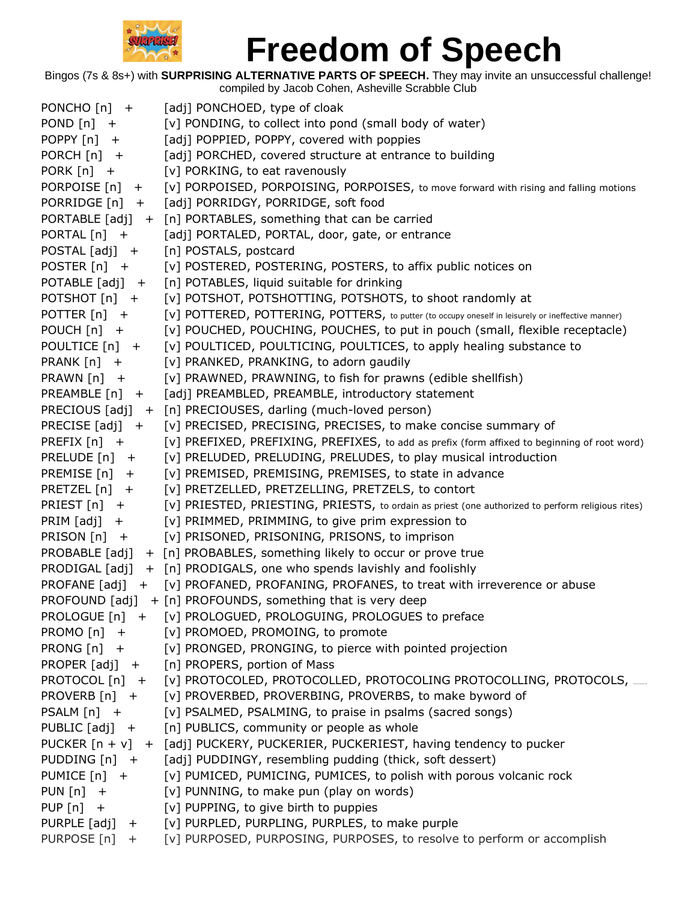# Freedom of Speech

Bingos (7s & 8s+) with **SURPRISING ALTERNATIVE PARTS OF SPEECH.** They may invite an unsuccessful challenge!
compiled by Jacob Cohen, Asheville Scrabble Club

| | |
|---|---|
| PONCHO [n] + | [adj] PONCHOED, type of cloak |
| POND [n] + | [v] PONDING, to collect into pond (small body of water) |
| POPPY [n] + | [adj] POPPIED, POPPY, covered with poppies |
| PORCH [n] + | [adj] PORCHED, covered structure at entrance to building |
| PORK [n] + | [v] PORKING, to eat ravenously |
| PORPOISE [n] + | [v] PORPOISED, PORPOISING, PORPOISES, to move forward with rising and falling motions |
| PORRIDGE [n] + | [adj] PORRIDGY, PORRIDGE, soft food |
| PORTABLE [adj] + | [n] PORTABLES, something that can be carried |
| PORTAL [n] + | [adj] PORTALED, PORTAL, door, gate, or entrance |
| POSTAL [adj] + | [n] POSTALS, postcard |
| POSTER [n] + | [v] POSTERED, POSTERING, POSTERS, to affix public notices on |
| POTABLE [adj] + | [n] POTABLES, liquid suitable for drinking |
| POTSHOT [n] + | [v] POTSHOT, POTSHOTTING, POTSHOTS, to shoot randomly at |
| POTTER [n] + | [v] POTTERED, POTTERING, POTTERS, to putter (to occupy oneself in leisurely or ineffective manner) |
| POUCH [n] + | [v] POUCHED, POUCHING, POUCHES, to put in pouch (small, flexible receptacle) |
| POULTICE [n] + | [v] POULTICED, POULTICING, POULTICES, to apply healing substance to |
| PRANK [n] + | [v] PRANKED, PRANKING, to adorn gaudily |
| PRAWN [n] + | [v] PRAWNED, PRAWNING, to fish for prawns (edible shellfish) |
| PREAMBLE [n] + | [adj] PREAMBLED, PREAMBLE, introductory statement |
| PRECIOUS [adj] + | [n] PRECIOUSES, darling (much-loved person) |
| PRECISE [adj] + | [v] PRECISED, PRECISING, PRECISES, to make concise summary of |
| PREFIX [n] + | [v] PREFIXED, PREFIXING, PREFIXES, to add as prefix (form affixed to beginning of root word) |
| PRELUDE [n] + | [v] PRELUDED, PRELUDING, PRELUDES, to play musical introduction |
| PREMISE [n] + | [v] PREMISED, PREMISING, PREMISES, to state in advance |
| PRETZEL [n] + | [v] PRETZELLED, PRETZELLING, PRETZELS, to contort |
| PRIEST [n] + | [v] PRIESTED, PRIESTING, PRIESTS, to ordain as priest (one authorized to perform religious rites) |
| PRIM [adj] + | [v] PRIMMED, PRIMMING, to give prim expression to |
| PRISON [n] + | [v] PRISONED, PRISONING, PRISONS, to imprison |
| PROBABLE [adj] + | [n] PROBABLES, something likely to occur or prove true |
| PRODIGAL [adj] + | [n] PRODIGALS, one who spends lavishly and foolishly |
| PROFANE [adj] + | [v] PROFANED, PROFANING, PROFANES, to treat with irreverence or abuse |
| PROFOUND [adj] + | [n] PROFOUNDS, something that is very deep |
| PROLOGUE [n] + | [v] PROLOGUED, PROLOGUING, PROLOGUES to preface |
| PROMO [n] + | [v] PROMOED, PROMOING, to promote |
| PRONG [n] + | [v] PRONGED, PRONGING, to pierce with pointed projection |
| PROPER [adj] + | [n] PROPERS, portion of Mass |
| PROTOCOL [n] + | [v] PROTOCOLED, PROTOCOLLED, PROTOCOLING PROTOCOLLING, PROTOCOLS, |
| PROVERB [n] + | [v] PROVERBED, PROVERBING, PROVERBS, to make byword of |
| PSALM [n] + | [v] PSALMED, PSALMING, to praise in psalms (sacred songs) |
| PUBLIC [adj] + | [n] PUBLICS, community or people as whole |
| PUCKER [n + v] + | [adj] PUCKERY, PUCKERIER, PUCKERIEST, having tendency to pucker |
| PUDDING [n] + | [adj] PUDDINGY, resembling pudding (thick, soft dessert) |
| PUMICE [n] + | [v] PUMICED, PUMICING, PUMICES, to polish with porous volcanic rock |
| PUN [n] + | [v] PUNNING, to make pun (play on words) |
| PUP [n] + | [v] PUPPING, to give birth to puppies |
| PURPLE [adj] + | [v] PURPLED, PURPLING, PURPLES, to make purple |
| PURPOSE [n] + | [v] PURPOSED, PURPOSING, PURPOSES, to resolve to perform or accomplish |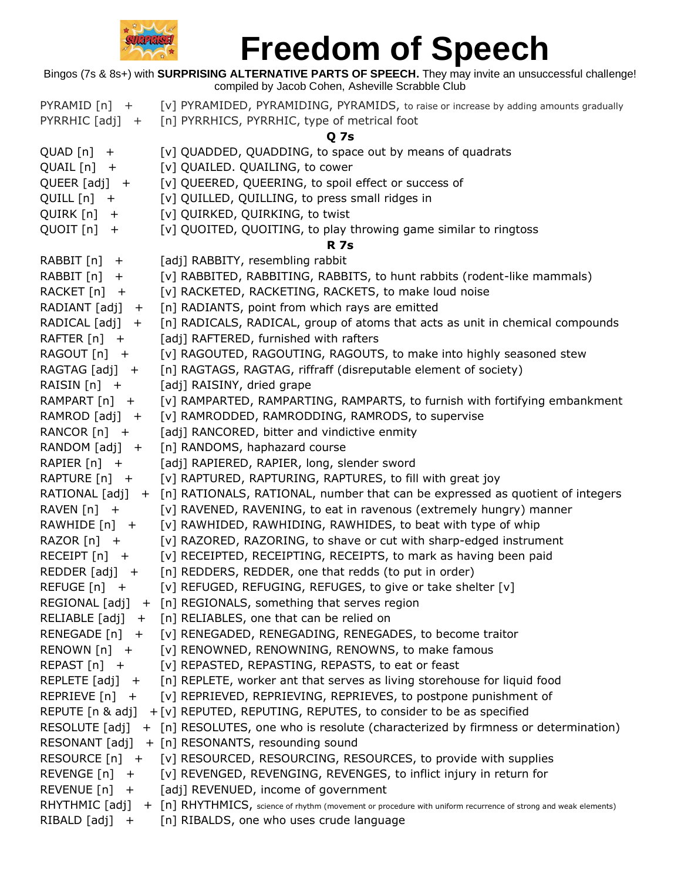# Freedom of Speech

Bingos (7s & 8s+) with **SURPRISING ALTERNATIVE PARTS OF SPEECH.** They may invite an unsuccessful challenge!
compiled by Jacob Cohen, Asheville Scrabble Club

| | |
|---|---|
| PYRAMID [n] + | [v] PYRAMIDED, PYRAMIDING, PYRAMIDS, to raise or increase by adding amounts gradually |
| PYRRHIC [adj] + | [n] PYRRHICS, PYRRHIC, type of metrical foot |

**Q 7s**

| | |
|---|---|
| QUAD [n] + | [v] QUADDED, QUADDING, to space out by means of quadrats |
| QUAIL [n] + | [v] QUAILED. QUAILING, to cower |
| QUEER [adj] + | [v] QUEERED, QUEERING, to spoil effect or success of |
| QUILL [n] + | [v] QUILLED, QUILLING, to press small ridges in |
| QUIRK [n] + | [v] QUIRKED, QUIRKING, to twist |
| QUOIT [n] + | [v] QUOITED, QUOITING, to play throwing game similar to ringtoss |

**R 7s**

| | |
|---|---|
| RABBIT [n] + | [adj] RABBITY, resembling rabbit |
| RABBIT [n] + | [v] RABBITED, RABBITING, RABBITS, to hunt rabbits (rodent-like mammals) |
| RACKET [n] + | [v] RACKETED, RACKETING, RACKETS, to make loud noise |
| RADIANT [adj] + | [n] RADIANTS, point from which rays are emitted |
| RADICAL [adj] + | [n] RADICALS, RADICAL, group of atoms that acts as unit in chemical compounds |
| RAFTER [n] + | [adj] RAFTERED, furnished with rafters |
| RAGOUT [n] + | [v] RAGOUTED, RAGOUTING, RAGOUTS, to make into highly seasoned stew |
| RAGTAG [adj] + | [n] RAGTAGS, RAGTAG, riffraff (disreputable element of society) |
| RAISIN [n] + | [adj] RAISINY, dried grape |
| RAMPART [n] + | [v] RAMPARTED, RAMPARTING, RAMPARTS, to furnish with fortifying embankment |
| RAMROD [adj] + | [v] RAMRODDED, RAMRODDING, RAMRODS, to supervise |
| RANCOR [n] + | [adj] RANCORED, bitter and vindictive enmity |
| RANDOM [adj] + | [n] RANDOMS, haphazard course |
| RAPIER [n] + | [adj] RAPIERED, RAPIER, long, slender sword |
| RAPTURE [n] + | [v] RAPTURED, RAPTURING, RAPTURES, to fill with great joy |
| RATIONAL [adj] + | [n] RATIONALS, RATIONAL, number that can be expressed as quotient of integers |
| RAVEN [n] + | [v] RAVENED, RAVENING, to eat in ravenous (extremely hungry) manner |
| RAWHIDE [n] + | [v] RAWHIDED, RAWHIDING, RAWHIDES, to beat with type of whip |
| RAZOR [n] + | [v] RAZORED, RAZORING, to shave or cut with sharp-edged instrument |
| RECEIPT [n] + | [v] RECEIPTED, RECEIPTING, RECEIPTS, to mark as having been paid |
| REDDER [adj] + | [n] REDDERS, REDDER, one that redds (to put in order) |
| REFUGE [n] + | [v] REFUGED, REFUGING, REFUGES, to give or take shelter [v] |
| REGIONAL [adj] + | [n] REGIONALS, something that serves region |
| RELIABLE [adj] + | [n] RELIABLES, one that can be relied on |
| RENEGADE [n] + | [v] RENEGADED, RENEGADING, RENEGADES, to become traitor |
| RENOWN [n] + | [v] RENOWNED, RENOWNING, RENOWNS, to make famous |
| REPAST [n] + | [v] REPASTED, REPASTING, REPASTS, to eat or feast |
| REPLETE [adj] + | [n] REPLETE, worker ant that serves as living storehouse for liquid food |
| REPRIEVE [n] + | [v] REPRIEVED, REPRIEVING, REPRIEVES, to postpone punishment of |
| REPUTE [n & adj] + | [v] REPUTED, REPUTING, REPUTES, to consider to be as specified |
| RESOLUTE [adj] + | [n] RESOLUTES, one who is resolute (characterized by firmness or determination) |
| RESONANT [adj] + | [n] RESONANTS, resounding sound |
| RESOURCE [n] + | [v] RESOURCED, RESOURCING, RESOURCES, to provide with supplies |
| REVENGE [n] + | [v] REVENGED, REVENGING, REVENGES, to inflict injury in return for |
| REVENUE [n] + | [adj] REVENUED, income of government |
| RHYTHMIC [adj] + | [n] RHYTHMICS, science of rhythm (movement or procedure with uniform recurrence of strong and weak elements) |
| RIBALD [adj] + | [n] RIBALDS, one who uses crude language |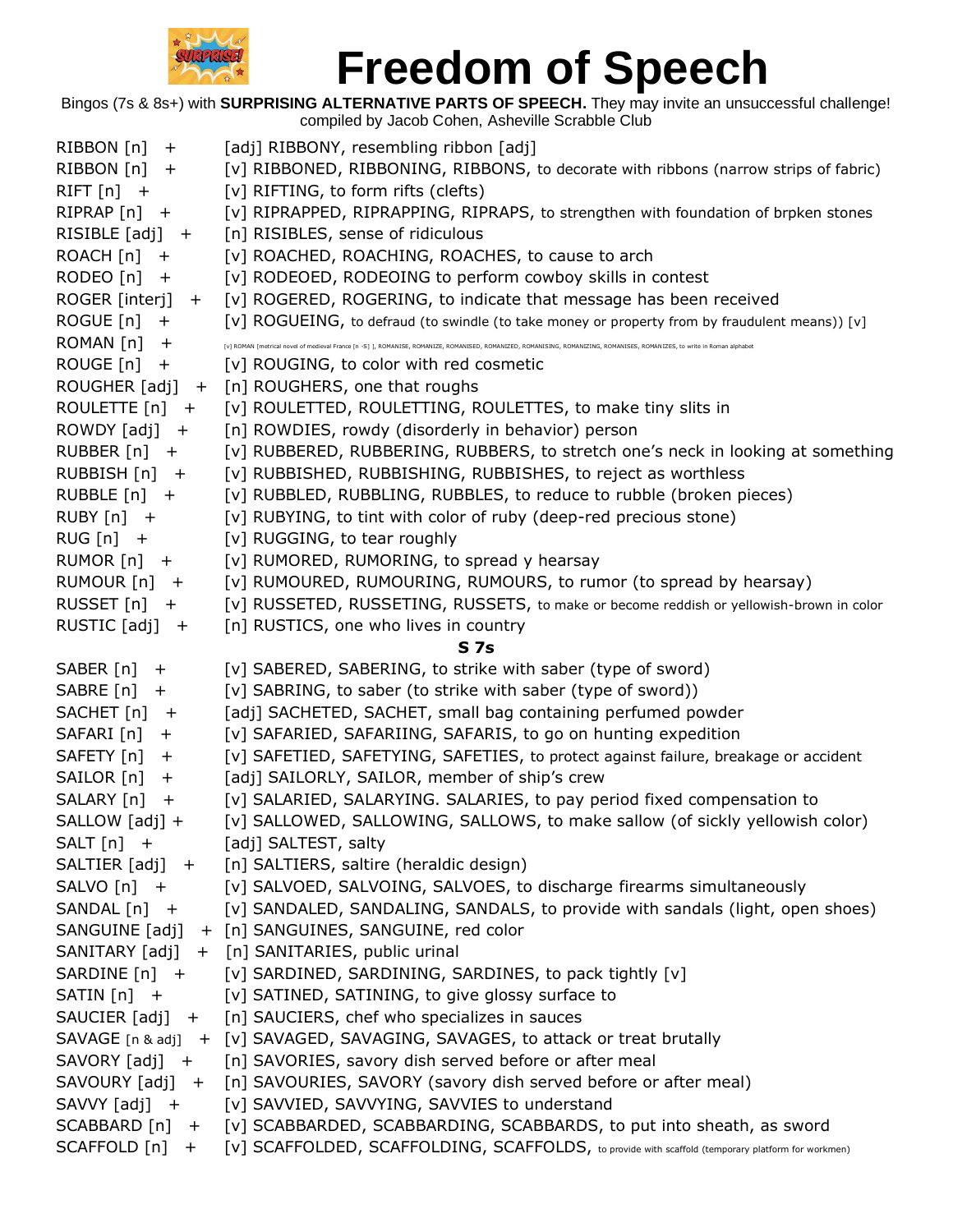# Freedom of Speech

Bingos (7s & 8s+) with **SURPRISING ALTERNATIVE PARTS OF SPEECH.** They may invite an unsuccessful challenge!
compiled by Jacob Cohen, Asheville Scrabble Club

| | |
|---|---|
| RIBBON [n] + | [adj] RIBBONY, resembling ribbon [adj] |
| RIBBON [n] + | [v] RIBBONED, RIBBONING, RIBBONS, to decorate with ribbons (narrow strips of fabric) |
| RIFT [n] + | [v] RIFTING, to form rifts (clefts) |
| RIPRAP [n] + | [v] RIPRAPPED, RIPRAPPING, RIPRAPS, to strengthen with foundation of brpken stones |
| RISIBLE [adj] + | [n] RISIBLES, sense of ridiculous |
| ROACH [n] + | [v] ROACHED, ROACHING, ROACHES, to cause to arch |
| RODEO [n] + | [v] RODEOED, RODEOING to perform cowboy skills in contest |
| ROGER [interj] + | [v] ROGERED, ROGERING, to indicate that message has been received |
| ROGUE [n] + | [v] ROGUEING, to defraud (to swindle (to take money or property from by fraudulent means)) [v] |
| ROMAN [n] + | [v] ROMAN [metrical novel of medieval France [n -S] ], ROMANISE, ROMANIZE, ROMANISED, ROMANIZED, ROMANISING, ROMANIZING, ROMANISES, ROMANIZES, to write in Roman alphabet |
| ROUGE [n] + | [v] ROUGING, to color with red cosmetic |
| ROUGHER [adj] + | [n] ROUGHERS, one that roughs |
| ROULETTE [n] + | [v] ROULETTED, ROULETTING, ROULETTES, to make tiny slits in |
| ROWDY [adj] + | [n] ROWDIES, rowdy (disorderly in behavior) person |
| RUBBER [n] + | [v] RUBBERED, RUBBERING, RUBBERS, to stretch one's neck in looking at something |
| RUBBISH [n] + | [v] RUBBISHED, RUBBISHING, RUBBISHES, to reject as worthless |
| RUBBLE [n] + | [v] RUBBLED, RUBBLING, RUBBLES, to reduce to rubble (broken pieces) |
| RUBY [n] + | [v] RUBYING, to tint with color of ruby (deep-red precious stone) |
| RUG [n] + | [v] RUGGING, to tear roughly |
| RUMOR [n] + | [v] RUMORED, RUMORING, to spread y hearsay |
| RUMOUR [n] + | [v] RUMOURED, RUMOURING, RUMOURS, to rumor (to spread by hearsay) |
| RUSSET [n] + | [v] RUSSETED, RUSSETING, RUSSETS, to make or become reddish or yellowish-brown in color |
| RUSTIC [adj] + | [n] RUSTICS, one who lives in country |

**S 7s**

| | |
|---|---|
| SABER [n] + | [v] SABERED, SABERING, to strike with saber (type of sword) |
| SABRE [n] + | [v] SABRING, to saber (to strike with saber (type of sword)) |
| SACHET [n] + | [adj] SACHETED, SACHET, small bag containing perfumed powder |
| SAFARI [n] + | [v] SAFARIED, SAFARIING, SAFARIS, to go on hunting expedition |
| SAFETY [n] + | [v] SAFETIED, SAFETYING, SAFETIES, to protect against failure, breakage or accident |
| SAILOR [n] + | [adj] SAILORLY, SAILOR, member of ship's crew |
| SALARY [n] + | [v] SALARIED, SALARYING. SALARIES, to pay period fixed compensation to |
| SALLOW [adj] + | [v] SALLOWED, SALLOWING, SALLOWS, to make sallow (of sickly yellowish color) |
| SALT [n] + | [adj] SALTEST, salty |
| SALTIER [adj] + | [n] SALTIERS, saltire (heraldic design) |
| SALVO [n] + | [v] SALVOED, SALVOING, SALVOES, to discharge firearms simultaneously |
| SANDAL [n] + | [v] SANDALED, SANDALING, SANDALS, to provide with sandals (light, open shoes) |
| SANGUINE [adj] + | [n] SANGUINES, SANGUINE, red color |
| SANITARY [adj] + | [n] SANITARIES, public urinal |
| SARDINE [n] + | [v] SARDINED, SARDINING, SARDINES, to pack tightly [v] |
| SATIN [n] + | [v] SATINED, SATINING, to give glossy surface to |
| SAUCIER [adj] + | [n] SAUCIERS, chef who specializes in sauces |
| SAVAGE [n & adj] + | [v] SAVAGED, SAVAGING, SAVAGES, to attack or treat brutally |
| SAVORY [adj] + | [n] SAVORIES, savory dish served before or after meal |
| SAVOURY [adj] + | [n] SAVOURIES, SAVORY (savory dish served before or after meal) |
| SAVVY [adj] + | [v] SAVVIED, SAVVYING, SAVVIES to understand |
| SCABBARD [n] + | [v] SCABBARDED, SCABBARDING, SCABBARDS, to put into sheath, as sword |
| SCAFFOLD [n] + | [v] SCAFFOLDED, SCAFFOLDING, SCAFFOLDS, to provide with scaffold (temporary platform for workmen) |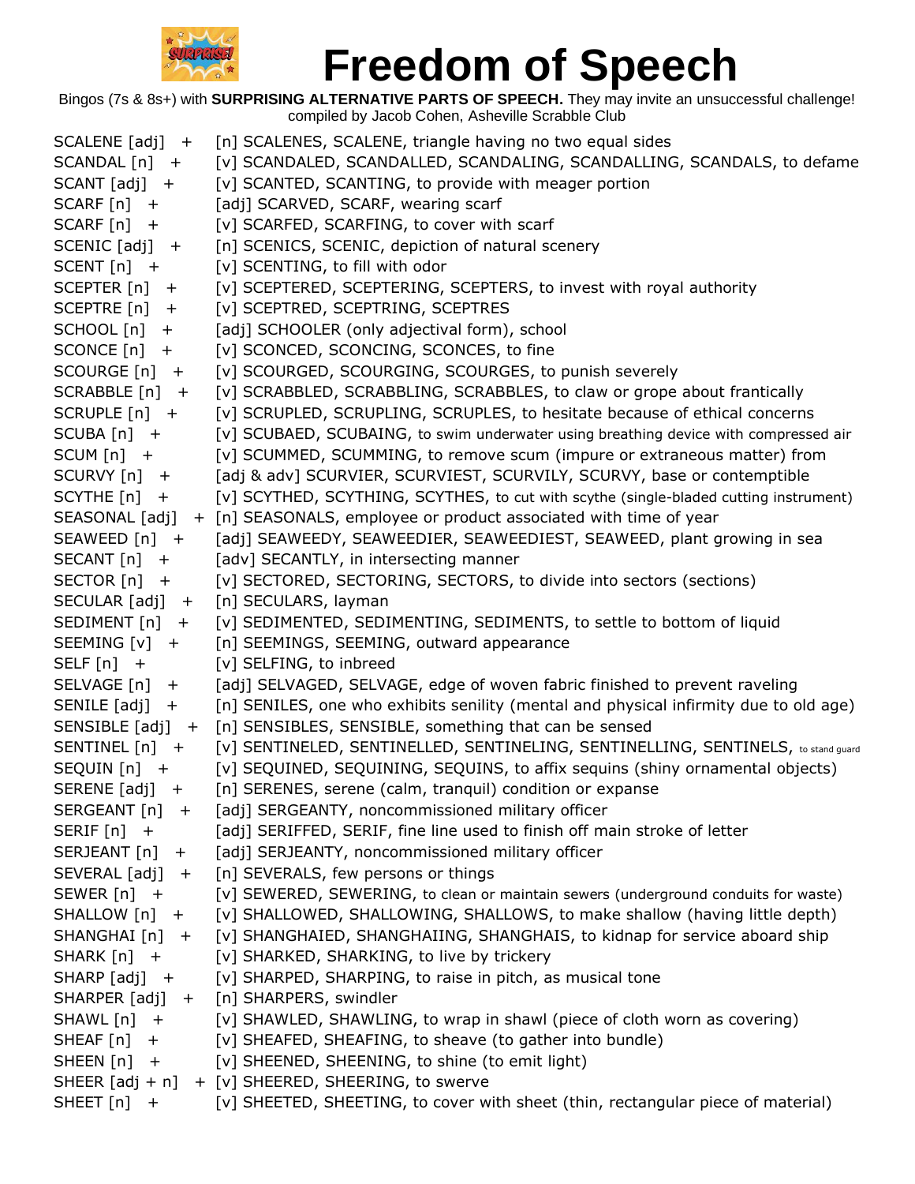# Freedom of Speech

Bingos (7s & 8s+) with **SURPRISING ALTERNATIVE PARTS OF SPEECH.** They may invite an unsuccessful challenge!
compiled by Jacob Cohen, Asheville Scrabble Club

| | |
|---|---|
| SCALENE [adj] + | [n] SCALENES, SCALENE, triangle having no two equal sides |
| SCANDAL [n] + | [v] SCANDALED, SCANDALLED, SCANDALING, SCANDALLING, SCANDALS, to defame |
| SCANT [adj] + | [v] SCANTED, SCANTING, to provide with meager portion |
| SCARF [n] + | [adj] SCARVED, SCARF, wearing scarf |
| SCARF [n] + | [v] SCARFED, SCARFING, to cover with scarf |
| SCENIC [adj] + | [n] SCENICS, SCENIC, depiction of natural scenery |
| SCENT [n] + | [v] SCENTING, to fill with odor |
| SCEPTER [n] + | [v] SCEPTERED, SCEPTERING, SCEPTERS, to invest with royal authority |
| SCEPTRE [n] + | [v] SCEPTRED, SCEPTRING, SCEPTRES |
| SCHOOL [n] + | [adj] SCHOOLER (only adjectival form), school |
| SCONCE [n] + | [v] SCONCED, SCONCING, SCONCES, to fine |
| SCOURGE [n] + | [v] SCOURGED, SCOURGING, SCOURGES, to punish severely |
| SCRABBLE [n] + | [v] SCRABBLED, SCRABBLING, SCRABBLES, to claw or grope about frantically |
| SCRUPLE [n] + | [v] SCRUPLED, SCRUPLING, SCRUPLES, to hesitate because of ethical concerns |
| SCUBA [n] + | [v] SCUBAED, SCUBAING, to swim underwater using breathing device with compressed air |
| SCUM [n] + | [v] SCUMMED, SCUMMING, to remove scum (impure or extraneous matter) from |
| SCURVY [n] + | [adj & adv] SCURVIER, SCURVIEST, SCURVILY, SCURVY, base or contemptible |
| SCYTHE [n] + | [v] SCYTHED, SCYTHING, SCYTHES, to cut with scythe (single-bladed cutting instrument) |
| SEASONAL [adj] + | [n] SEASONALS, employee or product associated with time of year |
| SEAWEED [n] + | [adj] SEAWEEDY, SEAWEEDIER, SEAWEEDIEST, SEAWEED, plant growing in sea |
| SECANT [n] + | [adv] SECANTLY, in intersecting manner |
| SECTOR [n] + | [v] SECTORED, SECTORING, SECTORS, to divide into sectors (sections) |
| SECULAR [adj] + | [n] SECULARS, layman |
| SEDIMENT [n] + | [v] SEDIMENTED, SEDIMENTING, SEDIMENTS, to settle to bottom of liquid |
| SEEMING [v] + | [n] SEEMINGS, SEEMING, outward appearance |
| SELF [n] + | [v] SELFING, to inbreed |
| SELVAGE [n] + | [adj] SELVAGED, SELVAGE, edge of woven fabric finished to prevent raveling |
| SENILE [adj] + | [n] SENILES, one who exhibits senility (mental and physical infirmity due to old age) |
| SENSIBLE [adj] + | [n] SENSIBLES, SENSIBLE, something that can be sensed |
| SENTINEL [n] + | [v] SENTINELED, SENTINELLED, SENTINELING, SENTINELLING, SENTINELS, to stand guard |
| SEQUIN [n] + | [v] SEQUINED, SEQUINING, SEQUINS, to affix sequins (shiny ornamental objects) |
| SERENE [adj] + | [n] SERENES, serene (calm, tranquil) condition or expanse |
| SERGEANT [n] + | [adj] SERGEANTY, noncommissioned military officer |
| SERIF [n] + | [adj] SERIFFED, SERIF, fine line used to finish off main stroke of letter |
| SERJEANT [n] + | [adj] SERJEANTY, noncommissioned military officer |
| SEVERAL [adj] + | [n] SEVERALS, few persons or things |
| SEWER [n] + | [v] SEWERED, SEWERING, to clean or maintain sewers (underground conduits for waste) |
| SHALLOW [n] + | [v] SHALLOWED, SHALLOWING, SHALLOWS, to make shallow (having little depth) |
| SHANGHAI [n] + | [v] SHANGHAIED, SHANGHAIING, SHANGHAIS, to kidnap for service aboard ship |
| SHARK [n] + | [v] SHARKED, SHARKING, to live by trickery |
| SHARP [adj] + | [v] SHARPED, SHARPING, to raise in pitch, as musical tone |
| SHARPER [adj] + | [n] SHARPERS, swindler |
| SHAWL [n] + | [v] SHAWLED, SHAWLING, to wrap in shawl (piece of cloth worn as covering) |
| SHEAF [n] + | [v] SHEAFED, SHEAFING, to sheave (to gather into bundle) |
| SHEEN [n] + | [v] SHEENED, SHEENING, to shine (to emit light) |
| SHEER [adj + n] + | [v] SHEERED, SHEERING, to swerve |
| SHEET [n] + | [v] SHEETED, SHEETING, to cover with sheet (thin, rectangular piece of material) |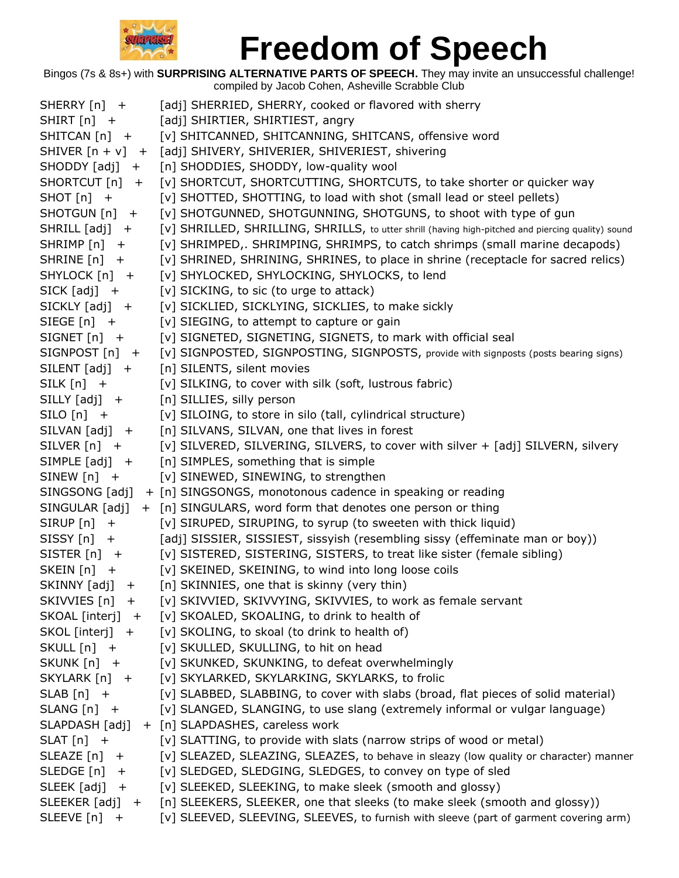# Freedom of Speech

Bingos (7s & 8s+) with **SURPRISING ALTERNATIVE PARTS OF SPEECH.** They may invite an unsuccessful challenge!
compiled by Jacob Cohen, Asheville Scrabble Club

SHERRY [n] + [adj] SHERRIED, SHERRY, cooked or flavored with sherry
SHIRT [n] + [adj] SHIRTIER, SHIRTIEST, angry
SHITCAN [n] + [v] SHITCANNED, SHITCANNING, SHITCANS, offensive word
SHIVER [n + v] + [adj] SHIVERY, SHIVERIER, SHIVERIEST, shivering
SHODDY [adj] + [n] SHODDIES, SHODDY, low-quality wool
SHORTCUT [n] + [v] SHORTCUT, SHORTCUTTING, SHORTCUTS, to take shorter or quicker way
SHOT [n] + [v] SHOTTED, SHOTTING, to load with shot (small lead or steel pellets)
SHOTGUN [n] + [v] SHOTGUNNED, SHOTGUNNING, SHOTGUNS, to shoot with type of gun
SHRILL [adj] + [v] SHRILLED, SHRILLING, SHRILLS, to utter shrill (having high-pitched and piercing quality) sound
SHRIMP [n] + [v] SHRIMPED,. SHRIMPING, SHRIMPS, to catch shrimps (small marine decapods)
SHRINE [n] + [v] SHRINED, SHRINING, SHRINES, to place in shrine (receptacle for sacred relics)
SHYLOCK [n] + [v] SHYLOCKED, SHYLOCKING, SHYLOCKS, to lend
SICK [adj] + [v] SICKING, to sic (to urge to attack)
SICKLY [adj] + [v] SICKLIED, SICKLYING, SICKLIES, to make sickly
SIEGE [n] + [v] SIEGING, to attempt to capture or gain
SIGNET [n] + [v] SIGNETED, SIGNETING, SIGNETS, to mark with official seal
SIGNPOST [n] + [v] SIGNPOSTED, SIGNPOSTING, SIGNPOSTS, provide with signposts (posts bearing signs)
SILENT [adj] + [n] SILENTS, silent movies
SILK [n] + [v] SILKING, to cover with silk (soft, lustrous fabric)
SILLY [adj] + [n] SILLIES, silly person
SILO [n] + [v] SILOING, to store in silo (tall, cylindrical structure)
SILVAN [adj] + [n] SILVANS, SILVAN, one that lives in forest
SILVER [n] + [v] SILVERED, SILVERING, SILVERS, to cover with silver + [adj] SILVERN, silvery
SIMPLE [adj] + [n] SIMPLES, something that is simple
SINEW [n] + [v] SINEWED, SINEWING, to strengthen
SINGSONG [adj] + [n] SINGSONGS, monotonous cadence in speaking or reading
SINGULAR [adj] + [n] SINGULARS, word form that denotes one person or thing
SIRUP [n] + [v] SIRUPED, SIRUPING, to syrup (to sweeten with thick liquid)
SISSY [n] + [adj] SISSIER, SISSIEST, sissyish (resembling sissy (effeminate man or boy))
SISTER [n] + [v] SISTERED, SISTERING, SISTERS, to treat like sister (female sibling)
SKEIN [n] + [v] SKEINED, SKEINING, to wind into long loose coils
SKINNY [adj] + [n] SKINNIES, one that is skinny (very thin)
SKIVVIES [n] + [v] SKIVVIED, SKIVVYING, SKIVVIES, to work as female servant
SKOAL [interj] + [v] SKOALED, SKOALING, to drink to health of
SKOL [interj] + [v] SKOLING, to skoal (to drink to health of)
SKULL [n] + [v] SKULLED, SKULLING, to hit on head
SKUNK [n] + [v] SKUNKED, SKUNKING, to defeat overwhelmingly
SKYLARK [n] + [v] SKYLARKED, SKYLARKING, SKYLARKS, to frolic
SLAB [n] + [v] SLABBED, SLABBING, to cover with slabs (broad, flat pieces of solid material)
SLANG [n] + [v] SLANGED, SLANGING, to use slang (extremely informal or vulgar language)
SLAPDASH [adj] + [n] SLAPDASHES, careless work
SLAT [n] + [v] SLATTING, to provide with slats (narrow strips of wood or metal)
SLEAZE [n] + [v] SLEAZED, SLEAZING, SLEAZES, to behave in sleazy (low quality or character) manner
SLEDGE [n] + [v] SLEDGED, SLEDGING, SLEDGES, to convey on type of sled
SLEEK [adj] + [v] SLEEKED, SLEEKING, to make sleek (smooth and glossy)
SLEEKER [adj] + [n] SLEEKERS, SLEEKER, one that sleeks (to make sleek (smooth and glossy))
SLEEVE [n] + [v] SLEEVED, SLEEVING, SLEEVES, to furnish with sleeve (part of garment covering arm)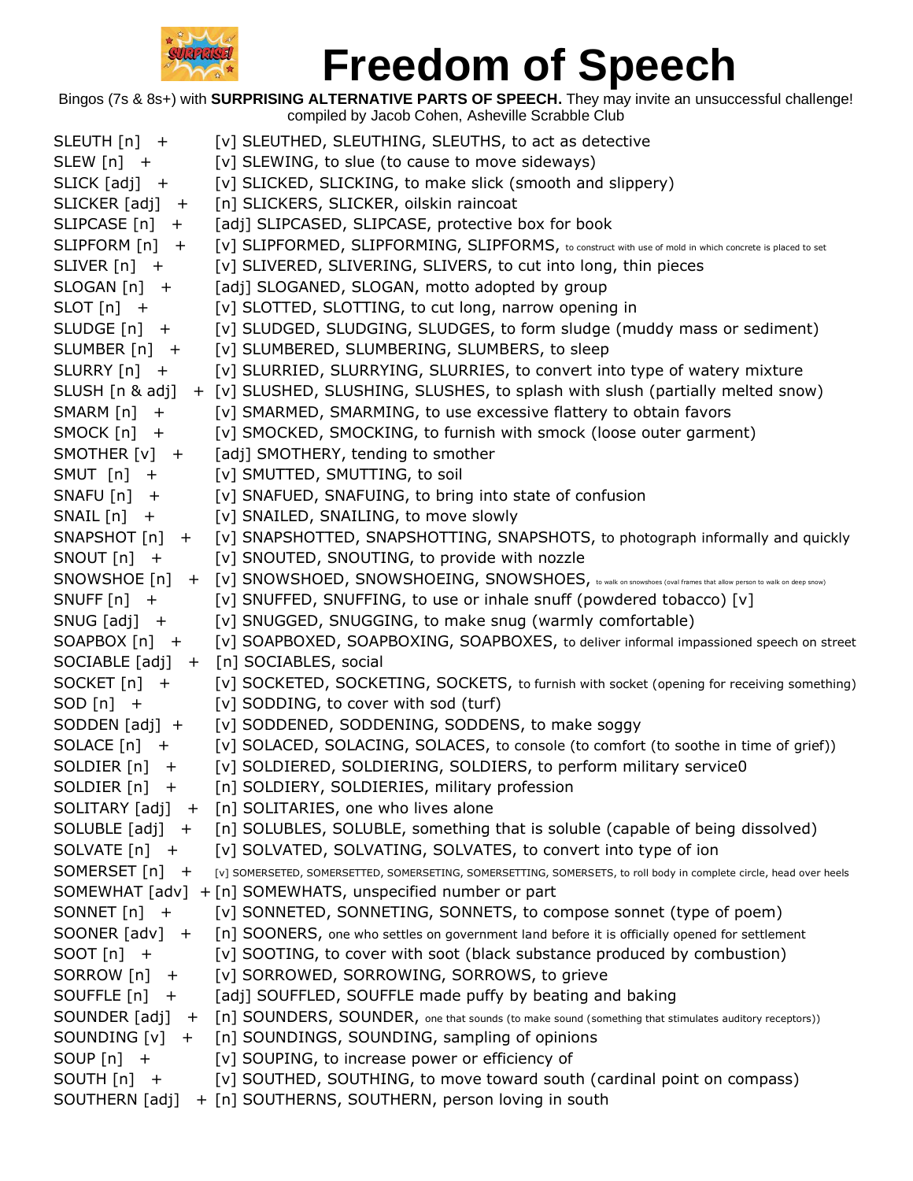# Freedom of Speech

Bingos (7s & 8s+) with **SURPRISING ALTERNATIVE PARTS OF SPEECH.** They may invite an unsuccessful challenge!
compiled by Jacob Cohen, Asheville Scrabble Club

| | |
|---|---|
| SLEUTH [n] + | [v] SLEUTHED, SLEUTHING, SLEUTHS, to act as detective |
| SLEW [n] + | [v] SLEWING, to slue (to cause to move sideways) |
| SLICK [adj] + | [v] SLICKED, SLICKING, to make slick (smooth and slippery) |
| SLICKER [adj] + | [n] SLICKERS, SLICKER, oilskin raincoat |
| SLIPCASE [n] + | [adj] SLIPCASED, SLIPCASE, protective box for book |
| SLIPFORM [n] + | [v] SLIPFORMED, SLIPFORMING, SLIPFORMS, to construct with use of mold in which concrete is placed to set |
| SLIVER [n] + | [v] SLIVERED, SLIVERING, SLIVERS, to cut into long, thin pieces |
| SLOGAN [n] + | [adj] SLOGANED, SLOGAN, motto adopted by group |
| SLOT [n] + | [v] SLOTTED, SLOTTING, to cut long, narrow opening in |
| SLUDGE [n] + | [v] SLUDGED, SLUDGING, SLUDGES, to form sludge (muddy mass or sediment) |
| SLUMBER [n] + | [v] SLUMBERED, SLUMBERING, SLUMBERS, to sleep |
| SLURRY [n] + | [v] SLURRIED, SLURRYING, SLURRIES, to convert into type of watery mixture |
| SLUSH [n & adj] + | [v] SLUSHED, SLUSHING, SLUSHES, to splash with slush (partially melted snow) |
| SMARM [n] + | [v] SMARMED, SMARMING, to use excessive flattery to obtain favors |
| SMOCK [n] + | [v] SMOCKED, SMOCKING, to furnish with smock (loose outer garment) |
| SMOTHER [v] + | [adj] SMOTHERY, tending to smother |
| SMUT [n] + | [v] SMUTTED, SMUTTING, to soil |
| SNAFU [n] + | [v] SNAFUED, SNAFUING, to bring into state of confusion |
| SNAIL [n] + | [v] SNAILED, SNAILING, to move slowly |
| SNAPSHOT [n] + | [v] SNAPSHOTTED, SNAPSHOTTING, SNAPSHOTS, to photograph informally and quickly |
| SNOUT [n] + | [v] SNOUTED, SNOUTING, to provide with nozzle |
| SNOWSHOE [n] + | [v] SNOWSHOED, SNOWSHOEING, SNOWSHOES, to walk on snowshoes (oval frames that allow person to walk on deep snow) |
| SNUFF [n] + | [v] SNUFFED, SNUFFING, to use or inhale snuff (powdered tobacco) [v] |
| SNUG [adj] + | [v] SNUGGED, SNUGGING, to make snug (warmly comfortable) |
| SOAPBOX [n] + | [v] SOAPBOXED, SOAPBOXING, SOAPBOXES, to deliver informal impassioned speech on street |
| SOCIABLE [adj] + | [n] SOCIABLES, social |
| SOCKET [n] + | [v] SOCKETED, SOCKETING, SOCKETS, to furnish with socket (opening for receiving something) |
| SOD [n] + | [v] SODDING, to cover with sod (turf) |
| SODDEN [adj] + | [v] SODDENED, SODDENING, SODDENS, to make soggy |
| SOLACE [n] + | [v] SOLACED, SOLACING, SOLACES, to console (to comfort (to soothe in time of grief)) |
| SOLDIER [n] + | [v] SOLDIERED, SOLDIERING, SOLDIERS, to perform military service0 |
| SOLDIER [n] + | [n] SOLDIERY, SOLDIERIES, military profession |
| SOLITARY [adj] + | [n] SOLITARIES, one who lives alone |
| SOLUBLE [adj] + | [n] SOLUBLES, SOLUBLE, something that is soluble (capable of being dissolved) |
| SOLVATE [n] + | [v] SOLVATED, SOLVATING, SOLVATES, to convert into type of ion |
| SOMERSET [n] + | [v] SOMERSETED, SOMERSETTED, SOMERSETING, SOMERSETTING, SOMERSETS, to roll body in complete circle, head over heels |
| SOMEWHAT [adv] + | [n] SOMEWHATS, unspecified number or part |
| SONNET [n] + | [v] SONNETED, SONNETING, SONNETS, to compose sonnet (type of poem) |
| SOONER [adv] + | [n] SOONERS, one who settles on government land before it is officially opened for settlement |
| SOOT [n] + | [v] SOOTING, to cover with soot (black substance produced by combustion) |
| SORROW [n] + | [v] SORROWED, SORROWING, SORROWS, to grieve |
| SOUFFLE [n] + | [adj] SOUFFLED, SOUFFLE made puffy by beating and baking |
| SOUNDER [adj] + | [n] SOUNDERS, SOUNDER, one that sounds (to make sound (something that stimulates auditory receptors)) |
| SOUNDING [v] + | [n] SOUNDINGS, SOUNDING, sampling of opinions |
| SOUP [n] + | [v] SOUPING, to increase power or efficiency of |
| SOUTH [n] + | [v] SOUTHED, SOUTHING, to move toward south (cardinal point on compass) |
| SOUTHERN [adj] + | [n] SOUTHERNS, SOUTHERN, person loving in south |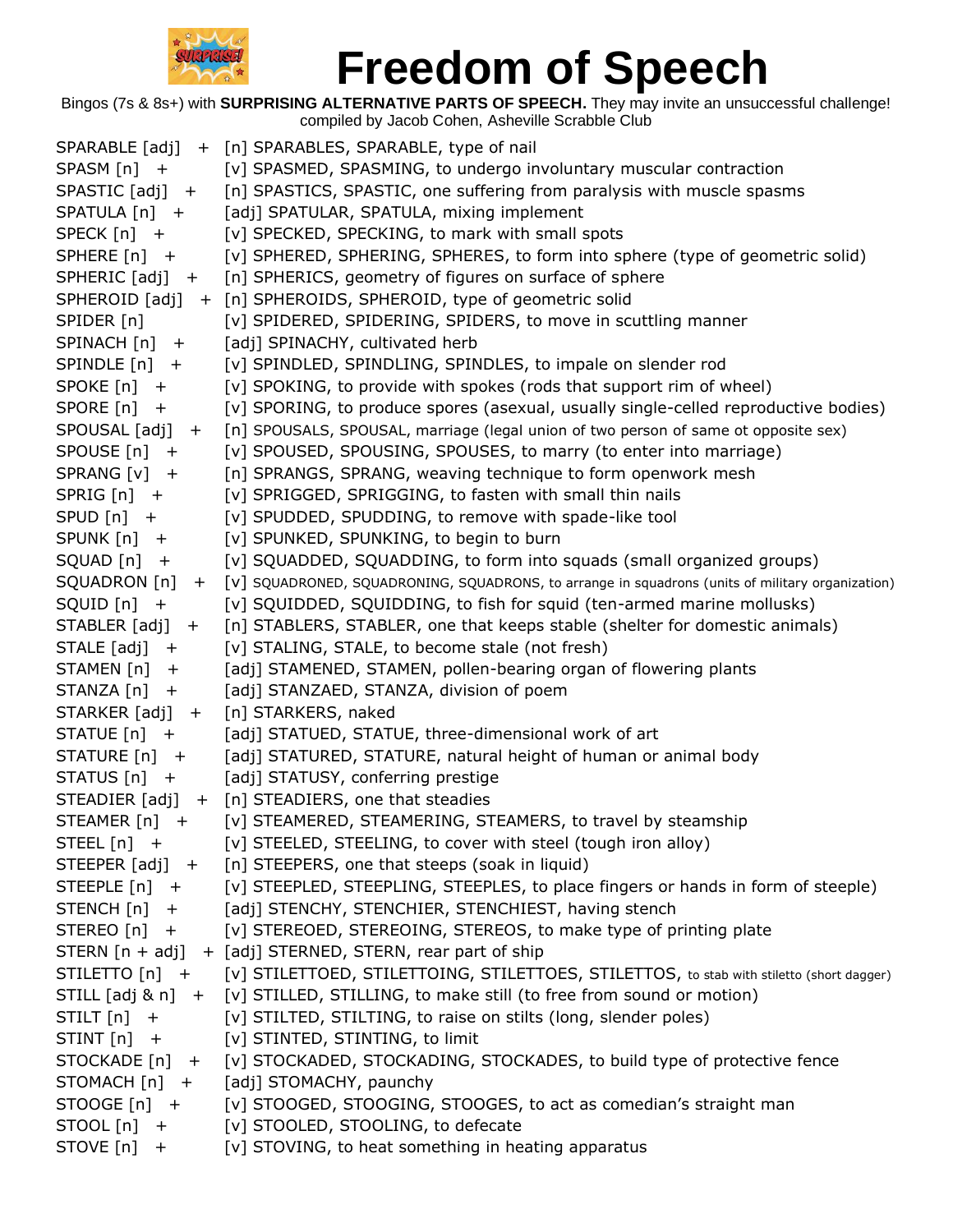# Freedom of Speech

Bingos (7s & 8s+) with **SURPRISING ALTERNATIVE PARTS OF SPEECH.** They may invite an unsuccessful challenge!
compiled by Jacob Cohen, Asheville Scrabble Club

| | |
|---|---|
| SPARABLE [adj] + | [n] SPARABLES, SPARABLE, type of nail |
| SPASM [n] + | [v] SPASMED, SPASMING, to undergo involuntary muscular contraction |
| SPASTIC [adj] + | [n] SPASTICS, SPASTIC, one suffering from paralysis with muscle spasms |
| SPATULA [n] + | [adj] SPATULAR, SPATULA, mixing implement |
| SPECK [n] + | [v] SPECKED, SPECKING, to mark with small spots |
| SPHERE [n] + | [v] SPHERED, SPHERING, SPHERES, to form into sphere (type of geometric solid) |
| SPHERIC [adj] + | [n] SPHERICS, geometry of figures on surface of sphere |
| SPHEROID [adj] + | [n] SPHEROIDS, SPHEROID, type of geometric solid |
| SPIDER [n] | [v] SPIDERED, SPIDERING, SPIDERS, to move in scuttling manner |
| SPINACH [n] + | [adj] SPINACHY, cultivated herb |
| SPINDLE [n] + | [v] SPINDLED, SPINDLING, SPINDLES, to impale on slender rod |
| SPOKE [n] + | [v] SPOKING, to provide with spokes (rods that support rim of wheel) |
| SPORE [n] + | [v] SPORING, to produce spores (asexual, usually single-celled reproductive bodies) |
| SPOUSAL [adj] + | [n] SPOUSALS, SPOUSAL, marriage (legal union of two person of same ot opposite sex) |
| SPOUSE [n] + | [v] SPOUSED, SPOUSING, SPOUSES, to marry (to enter into marriage) |
| SPRANG [v] + | [n] SPRANGS, SPRANG, weaving technique to form openwork mesh |
| SPRIG [n] + | [v] SPRIGGED, SPRIGGING, to fasten with small thin nails |
| SPUD [n] + | [v] SPUDDED, SPUDDING, to remove with spade-like tool |
| SPUNK [n] + | [v] SPUNKED, SPUNKING, to begin to burn |
| SQUAD [n] + | [v] SQUADDED, SQUADDING, to form into squads (small organized groups) |
| SQUADRON [n] + | [v] SQUADRONED, SQUADRONING, SQUADRONS, to arrange in squadrons (units of military organization) |
| SQUID [n] + | [v] SQUIDDED, SQUIDDING, to fish for squid (ten-armed marine mollusks) |
| STABLER [adj] + | [n] STABLERS, STABLER, one that keeps stable (shelter for domestic animals) |
| STALE [adj] + | [v] STALING, STALE, to become stale (not fresh) |
| STAMEN [n] + | [adj] STAMENED, STAMEN, pollen-bearing organ of flowering plants |
| STANZA [n] + | [adj] STANZAED, STANZA, division of poem |
| STARKER [adj] + | [n] STARKERS, naked |
| STATUE [n] + | [adj] STATUED, STATUE, three-dimensional work of art |
| STATURE [n] + | [adj] STATURED, STATURE, natural height of human or animal body |
| STATUS [n] + | [adj] STATUSY, conferring prestige |
| STEADIER [adj] + | [n] STEADIERS, one that steadies |
| STEAMER [n] + | [v] STEAMERED, STEAMERING, STEAMERS, to travel by steamship |
| STEEL [n] + | [v] STEELED, STEELING, to cover with steel (tough iron alloy) |
| STEEPER [adj] + | [n] STEEPERS, one that steeps (soak in liquid) |
| STEEPLE [n] + | [v] STEEPLED, STEEPLING, STEEPLES, to place fingers or hands in form of steeple) |
| STENCH [n] + | [adj] STENCHY, STENCHIER, STENCHIEST, having stench |
| STEREO [n] + | [v] STEREOED, STEREOING, STEREOS, to make type of printing plate |
| STERN [n + adj] + | [adj] STERNED, STERN, rear part of ship |
| STILETTO [n] + | [v] STILETTOED, STILETTOING, STILETTOES, STILETTOS, to stab with stiletto (short dagger) |
| STILL [adj & n] + | [v] STILLED, STILLING, to make still (to free from sound or motion) |
| STILT [n] + | [v] STILTED, STILTING, to raise on stilts (long, slender poles) |
| STINT [n] + | [v] STINTED, STINTING, to limit |
| STOCKADE [n] + | [v] STOCKADED, STOCKADING, STOCKADES, to build type of protective fence |
| STOMACH [n] + | [adj] STOMACHY, paunchy |
| STOOGE [n] + | [v] STOOGED, STOOGING, STOOGES, to act as comedian's straight man |
| STOOL [n] + | [v] STOOLED, STOOLING, to defecate |
| STOVE [n] + | [v] STOVING, to heat something in heating apparatus |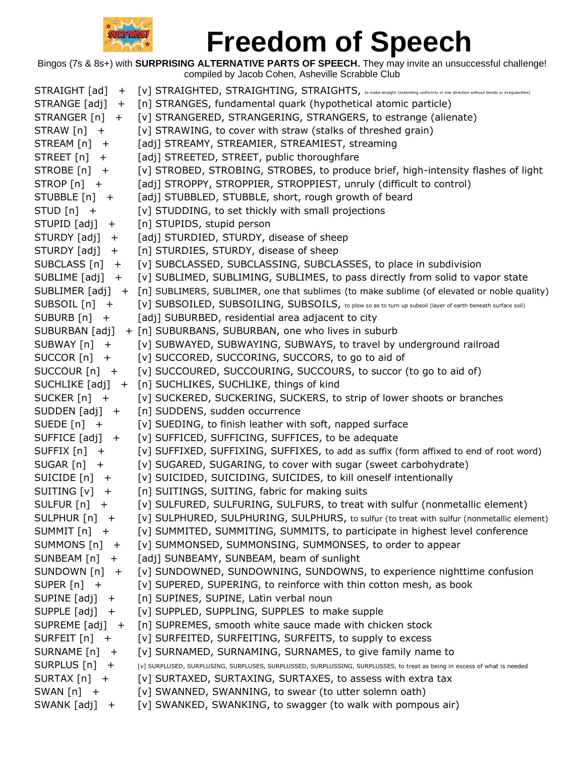# Freedom of Speech

Bingos (7s & 8s+) with **SURPRISING ALTERNATIVE PARTS OF SPEECH.** They may invite an unsuccessful challenge!
compiled by Jacob Cohen, Asheville Scrabble Club

STRAIGHT [ad] + [v] STRAIGHTED, STRAIGHTING, STRAIGHTS, to make straight (extending uniformly in one direction without bends or irregularities)
STRANGE [adj] + [n] STRANGES, fundamental quark (hypothetical atomic particle)
STRANGER [n] + [v] STRANGERED, STRANGERING, STRANGERS, to estrange (alienate)
STRAW [n] + [v] STRAWING, to cover with straw (stalks of threshed grain)
STREAM [n] + [adj] STREAMY, STREAMIER, STREAMIEST, streaming
STREET [n] + [adj] STREETED, STREET, public thoroughfare
STROBE [n] + [v] STROBED, STROBING, STROBES, to produce brief, high-intensity flashes of light
STROP [n] + [adj] STROPPY, STROPPIER, STROPPIEST, unruly (difficult to control)
STUBBLE [n] + [adj] STUBBLED, STUBBLE, short, rough growth of beard
STUD [n] + [v] STUDDING, to set thickly with small projections
STUPID [adj] + [n] STUPIDS, stupid person
STURDY [adj] + [adj] STURDIED, STURDY, disease of sheep
STURDY [adj] + [n] STURDIES, STURDY, disease of sheep
SUBCLASS [n] + [v] SUBCLASSED, SUBCLASSING, SUBCLASSES, to place in subdivision
SUBLIME [adj] + [v] SUBLIMED, SUBLIMING, SUBLIMES, to pass directly from solid to vapor state
SUBLIMER [adj] + [n] SUBLIMERS, SUBLIMER, one that sublimes (to make sublime (of elevated or noble quality)
SUBSOIL [n] + [v] SUBSOILED, SUBSOILING, SUBSOILS, to plow so as to turn up subsoil (layer of earth beneath surface soil)
SUBURB [n] + [adj] SUBURBED, residential area adjacent to city
SUBURBAN [adj] + [n] SUBURBANS, SUBURBAN, one who lives in suburb
SUBWAY [n] + [v] SUBWAYED, SUBWAYING, SUBWAYS, to travel by underground railroad
SUCCOR [n] + [v] SUCCORED, SUCCORING, SUCCORS, to go to aid of
SUCCOUR [n] + [v] SUCCOURED, SUCCOURING, SUCCOURS, to succor (to go to aid of)
SUCHLIKE [adj] + [n] SUCHLIKES, SUCHLIKE, things of kind
SUCKER [n] + [v] SUCKERED, SUCKERING, SUCKERS, to strip of lower shoots or branches
SUDDEN [adj] + [n] SUDDENS, sudden occurrence
SUEDE [n] + [v] SUEDING, to finish leather with soft, napped surface
SUFFICE [adj] + [v] SUFFICED, SUFFICING, SUFFICES, to be adequate
SUFFIX [n] + [v] SUFFIXED, SUFFIXING, SUFFIXES, to add as suffix (form affixed to end of root word)
SUGAR [n] + [v] SUGARED, SUGARING, to cover with sugar (sweet carbohydrate)
SUICIDE [n] + [v] SUICIDED, SUICIDING, SUICIDES, to kill oneself intentionally
SUITING [v] + [n] SUITINGS, SUITING, fabric for making suits
SULFUR [n] + [v] SULFURED, SULFURING, SULFURS, to treat with sulfur (nonmetallic element)
SULPHUR [n] + [v] SULPHURED, SULPHURING, SULPHURS, to sulfur (to treat with sulfur (nonmetallic element)
SUMMIT [n] + [v] SUMMITED, SUMMITING, SUMMITS, to participate in highest level conference
SUMMONS [n] + [v] SUMMONSED, SUMMONSING, SUMMONSES, to order to appear
SUNBEAM [n] + [adj] SUNBEAMY, SUNBEAM, beam of sunlight
SUNDOWN [n] + [v] SUNDOWNED, SUNDOWNING, SUNDOWNS, to experience nighttime confusion
SUPER [n] + [v] SUPERED, SUPERING, to reinforce with thin cotton mesh, as book
SUPINE [adj] + [n] SUPINES, SUPINE, Latin verbal noun
SUPPLE [adj] + [v] SUPPLED, SUPPLING, SUPPLES to make supple
SUPREME [adj] + [n] SUPREMES, smooth white sauce made with chicken stock
SURFEIT [n] + [v] SURFEITED, SURFEITING, SURFEITS, to supply to excess
SURNAME [n] + [v] SURNAMED, SURNAMING, SURNAMES, to give family name to
SURPLUS [n] + [v] SURPLUSED, SURPLUSING, SURPLUSES, SURPLUSSED, SURPLUSSING, SURPLUSSES, to treat as being in excess of what is needed
SURTAX [n] + [v] SURTAXED, SURTAXING, SURTAXES, to assess with extra tax
SWAN [n] + [v] SWANNED, SWANNING, to swear (to utter solemn oath)
SWANK [adj] + [v] SWANKED, SWANKING, to swagger (to walk with pompous air)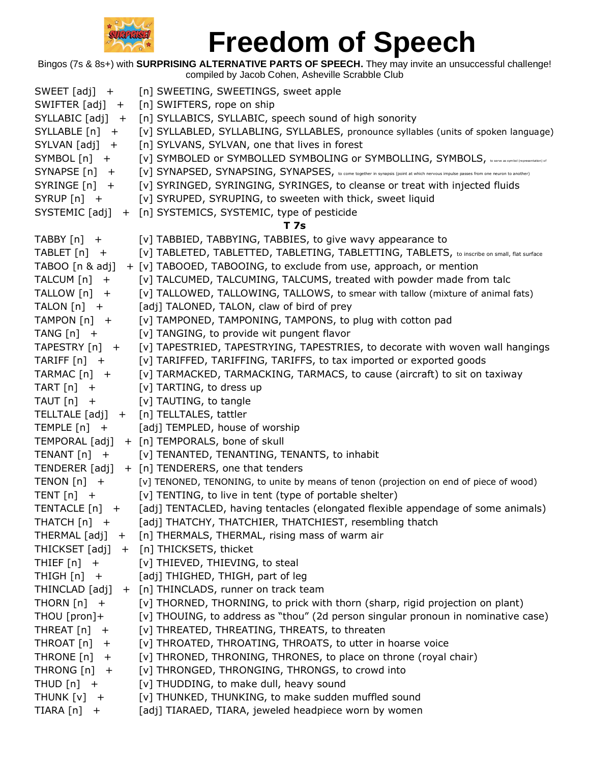# Freedom of Speech

Bingos (7s & 8s+) with **SURPRISING ALTERNATIVE PARTS OF SPEECH.** They may invite an unsuccessful challenge!
compiled by Jacob Cohen, Asheville Scrabble Club

SWEET [adj] + [n] SWEETING, SWEETINGS, sweet apple
SWIFTER [adj] + [n] SWIFTERS, rope on ship
SYLLABIC [adj] + [n] SYLLABICS, SYLLABIC, speech sound of high sonority
SYLLABLE [n] + [v] SYLLABLED, SYLLABLING, SYLLABLES, pronounce syllables (units of spoken language)
SYLVAN [adj] + [n] SYLVANS, SYLVAN, one that lives in forest
SYMBOL [n] + [v] SYMBOLED or SYMBOLLED SYMBOLING or SYMBOLLING, SYMBOLS, to serve as symbol (representation) of
SYNAPSE [n] + [v] SYNAPSED, SYNAPSING, SYNAPSES, to come together in synapsis (point at which nervous impulse passes from one neuron to another)
SYRINGE [n] + [v] SYRINGED, SYRINGING, SYRINGES, to cleanse or treat with injected fluids
SYRUP [n] + [v] SYRUPED, SYRUPING, to sweeten with thick, sweet liquid
SYSTEMIC [adj] + [n] SYSTEMICS, SYSTEMIC, type of pesticide

**T 7s**

TABBY [n] + [v] TABBIED, TABBYING, TABBIES, to give wavy appearance to
TABLET [n] + [v] TABLETED, TABLETTED, TABLETING, TABLETTING, TABLETS, to inscribe on small, flat surface
TABOO [n & adj] + [v] TABOOED, TABOOING, to exclude from use, approach, or mention
TALCUM [n] + [v] TALCUMED, TALCUMING, TALCUMS, treated with powder made from talc
TALLOW [n] + [v] TALLOWED, TALLOWING, TALLOWS, to smear with tallow (mixture of animal fats)
TALON [n] + [adj] TALONED, TALON, claw of bird of prey
TAMPON [n] + [v] TAMPONED, TAMPONING, TAMPONS, to plug with cotton pad
TANG [n] + [v] TANGING, to provide wit pungent flavor
TAPESTRY [n] + [v] TAPESTRIED, TAPESTRYING, TAPESTRIES, to decorate with woven wall hangings
TARIFF [n] + [v] TARIFFED, TARIFFING, TARIFFS, to tax imported or exported goods
TARMAC [n] + [v] TARMACKED, TARMACKING, TARMACS, to cause (aircraft) to sit on taxiway
TART [n] + [v] TARTING, to dress up
TAUT [n] + [v] TAUTING, to tangle
TELLTALE [adj] + [n] TELLTALES, tattler
TEMPLE [n] + [adj] TEMPLED, house of worship
TEMPORAL [adj] + [n] TEMPORALS, bone of skull
TENANT [n] + [v] TENANTED, TENANTING, TENANTS, to inhabit
TENDERER [adj] + [n] TENDERERS, one that tenders
TENON [n] + [v] TENONED, TENONING, to unite by means of tenon (projection on end of piece of wood)
TENT [n] + [v] TENTING, to live in tent (type of portable shelter)
TENTACLE [n] + [adj] TENTACLED, having tentacles (elongated flexible appendage of some animals)
THATCH [n] + [adj] THATCHY, THATCHIER, THATCHIEST, resembling thatch
THERMAL [adj] + [n] THERMALS, THERMAL, rising mass of warm air
THICKSET [adj] + [n] THICKSETS, thicket
THIEF [n] + [v] THIEVED, THIEVING, to steal
THIGH [n] + [adj] THIGHED, THIGH, part of leg
THINCLAD [adj] + [n] THINCLADS, runner on track team
THORN [n] + [v] THORNED, THORNING, to prick with thorn (sharp, rigid projection on plant)
THOU [pron]+ [v] THOUED, THOUING, to address as “thou” (2d person singular pronoun in nominative case)
THREAT [n] + [v] THREATED, THREATING, THREATS, to threaten
THROAT [n] + [v] THROATED, THROATING, THROATS, to utter in hoarse voice
THRONE [n] + [v] THRONED, THRONING, THRONES, to place on throne (royal chair)
THRONG [n] + [v] THRONGED, THRONGING, THRONGS, to crowd into
THUD [n] + [v] THUDDING, to make dull, heavy sound
THUNK [v] + [v] THUNKED, THUNKING, to make sudden muffled sound
TIARA [n] + [adj] TIARAED, TIARA, jeweled headpiece worn by women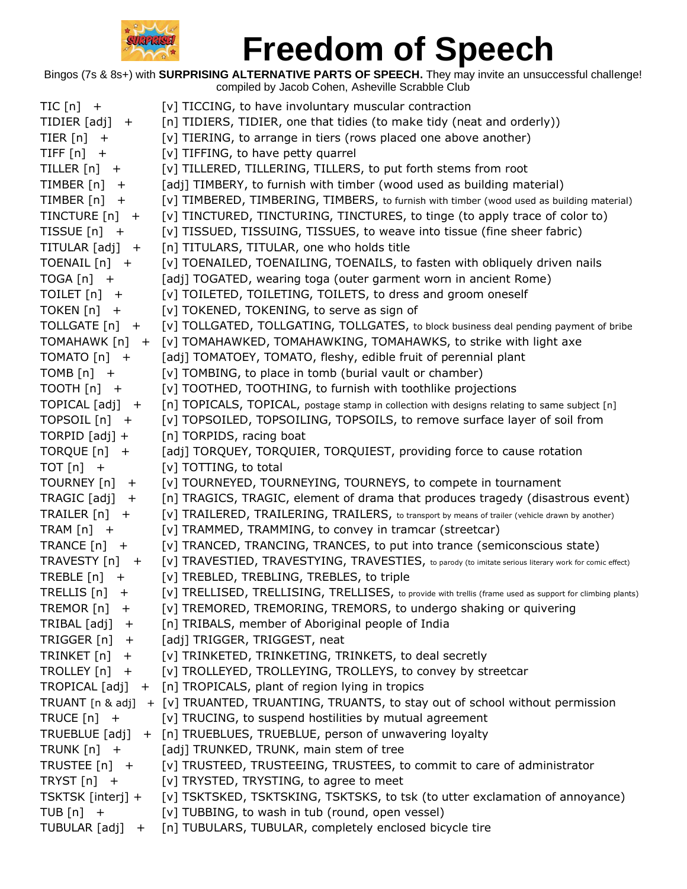# Freedom of Speech

Bingos (7s & 8s+) with **SURPRISING ALTERNATIVE PARTS OF SPEECH.** They may invite an unsuccessful challenge!
compiled by Jacob Cohen, Asheville Scrabble Club

| | |
|---|---|
| TIC [n] + | [v] TICCING, to have involuntary muscular contraction |
| TIDIER [adj] + | [n] TIDIERS, TIDIER, one that tidies (to make tidy (neat and orderly)) |
| TIER [n] + | [v] TIERING, to arrange in tiers (rows placed one above another) |
| TIFF [n] + | [v] TIFFING, to have petty quarrel |
| TILLER [n] + | [v] TILLERED, TILLERING, TILLERS, to put forth stems from root |
| TIMBER [n] + | [adj] TIMBERY, to furnish with timber (wood used as building material) |
| TIMBER [n] + | [v] TIMBERED, TIMBERING, TIMBERS, to furnish with timber (wood used as building material) |
| TINCTURE [n] + | [v] TINCTURED, TINCTURING, TINCTURES, to tinge (to apply trace of color to) |
| TISSUE [n] + | [v] TISSUED, TISSUING, TISSUES, to weave into tissue (fine sheer fabric) |
| TITULAR [adj] + | [n] TITULARS, TITULAR, one who holds title |
| TOENAIL [n] + | [v] TOENAILED, TOENAILING, TOENAILS, to fasten with obliquely driven nails |
| TOGA [n] + | [adj] TOGATED, wearing toga (outer garment worn in ancient Rome) |
| TOILET [n] + | [v] TOILETED, TOILETING, TOILETS, to dress and groom oneself |
| TOKEN [n] + | [v] TOKENED, TOKENING, to serve as sign of |
| TOLLGATE [n] + | [v] TOLLGATED, TOLLGATING, TOLLGATES, to block business deal pending payment of bribe |
| TOMAHAWK [n] + | [v] TOMAHAWKED, TOMAHAWKING, TOMAHAWKS, to strike with light axe |
| TOMATO [n] + | [adj] TOMATOEY, TOMATO, fleshy, edible fruit of perennial plant |
| TOMB [n] + | [v] TOMBING, to place in tomb (burial vault or chamber) |
| TOOTH [n] + | [v] TOOTHED, TOOTHING, to furnish with toothlike projections |
| TOPICAL [adj] + | [n] TOPICALS, TOPICAL, postage stamp in collection with designs relating to same subject [n] |
| TOPSOIL [n] + | [v] TOPSOILED, TOPSOILING, TOPSOILS, to remove surface layer of soil from |
| TORPID [adj] + | [n] TORPIDS, racing boat |
| TORQUE [n] + | [adj] TORQUEY, TORQUIER, TORQUIEST, providing force to cause rotation |
| TOT [n] + | [v] TOTTING, to total |
| TOURNEY [n] + | [v] TOURNEYED, TOURNEYING, TOURNEYS, to compete in tournament |
| TRAGIC [adj] + | [n] TRAGICS, TRAGIC, element of drama that produces tragedy (disastrous event) |
| TRAILER [n] + | [v] TRAILERED, TRAILERING, TRAILERS, to transport by means of trailer (vehicle drawn by another) |
| TRAM [n] + | [v] TRAMMED, TRAMMING, to convey in tramcar (streetcar) |
| TRANCE [n] + | [v] TRANCED, TRANCING, TRANCES, to put into trance (semiconscious state) |
| TRAVESTY [n] + | [v] TRAVESTIED, TRAVESTYING, TRAVESTIES, to parody (to imitate serious literary work for comic effect) |
| TREBLE [n] + | [v] TREBLED, TREBLING, TREBLES, to triple |
| TRELLIS [n] + | [v] TRELLISED, TRELLISING, TRELLISES, to provide with trellis (frame used as support for climbing plants) |
| TREMOR [n] + | [v] TREMORED, TREMORING, TREMORS, to undergo shaking or quivering |
| TRIBAL [adj] + | [n] TRIBALS, member of Aboriginal people of India |
| TRIGGER [n] + | [adj] TRIGGER, TRIGGEST, neat |
| TRINKET [n] + | [v] TRINKETED, TRINKETING, TRINKETS, to deal secretly |
| TROLLEY [n] + | [v] TROLLEYED, TROLLEYING, TROLLEYS, to convey by streetcar |
| TROPICAL [adj] + | [n] TROPICALS, plant of region lying in tropics |
| TRUANT [n & adj] + | [v] TRUANTED, TRUANTING, TRUANTS, to stay out of school without permission |
| TRUCE [n] + | [v] TRUCING, to suspend hostilities by mutual agreement |
| TRUEBLUE [adj] + | [n] TRUEBLUES, TRUEBLUE, person of unwavering loyalty |
| TRUNK [n] + | [adj] TRUNKED, TRUNK, main stem of tree |
| TRUSTEE [n] + | [v] TRUSTEED, TRUSTEEING, TRUSTEES, to commit to care of administrator |
| TRYST [n] + | [v] TRYSTED, TRYSTING, to agree to meet |
| TSKTSK [interj] + | [v] TSKTSKED, TSKTSKING, TSKTSKS, to tsk (to utter exclamation of annoyance) |
| TUB [n] + | [v] TUBBING, to wash in tub (round, open vessel) |
| TUBULAR [adj] + | [n] TUBULARS, TUBULAR, completely enclosed bicycle tire |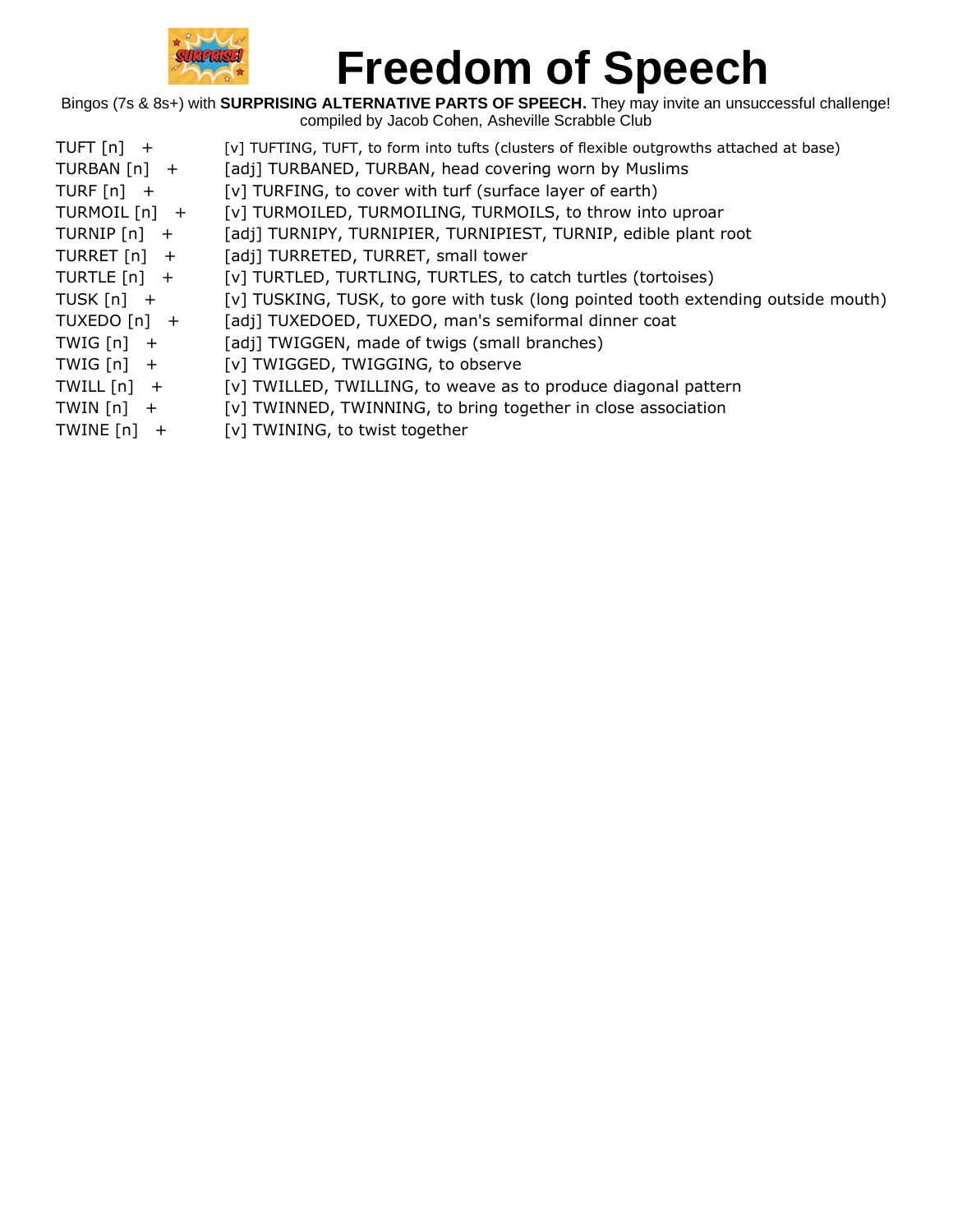# Freedom of Speech

Bingos (7s & 8s+) with **SURPRISING ALTERNATIVE PARTS OF SPEECH.** They may invite an unsuccessful challenge!
compiled by Jacob Cohen, Asheville Scrabble Club

| | |
|---|---|
| TUFT [n] + | [v] TUFTING, TUFT, to form into tufts (clusters of flexible outgrowths attached at base) |
| TURBAN [n] + | [adj] TURBANED, TURBAN, head covering worn by Muslims |
| TURF [n] + | [v] TURFING, to cover with turf (surface layer of earth) |
| TURMOIL [n] + | [v] TURMOILED, TURMOILING, TURMOILS, to throw into uproar |
| TURNIP [n] + | [adj] TURNIPY, TURNIPIER, TURNIPIEST, TURNIP, edible plant root |
| TURRET [n] + | [adj] TURRETED, TURRET, small tower |
| TURTLE [n] + | [v] TURTLED, TURTLING, TURTLES, to catch turtles (tortoises) |
| TUSK [n] + | [v] TUSKING, TUSK, to gore with tusk (long pointed tooth extending outside mouth) |
| TUXEDO [n] + | [adj] TUXEDOED, TUXEDO, man's semiformal dinner coat |
| TWIG [n] + | [adj] TWIGGEN, made of twigs (small branches) |
| TWIG [n] + | [v] TWIGGED, TWIGGING, to observe |
| TWILL [n] + | [v] TWILLED, TWILLING, to weave as to produce diagonal pattern |
| TWIN [n] + | [v] TWINNED, TWINNING, to bring together in close association |
| TWINE [n] + | [v] TWINING, to twist together |